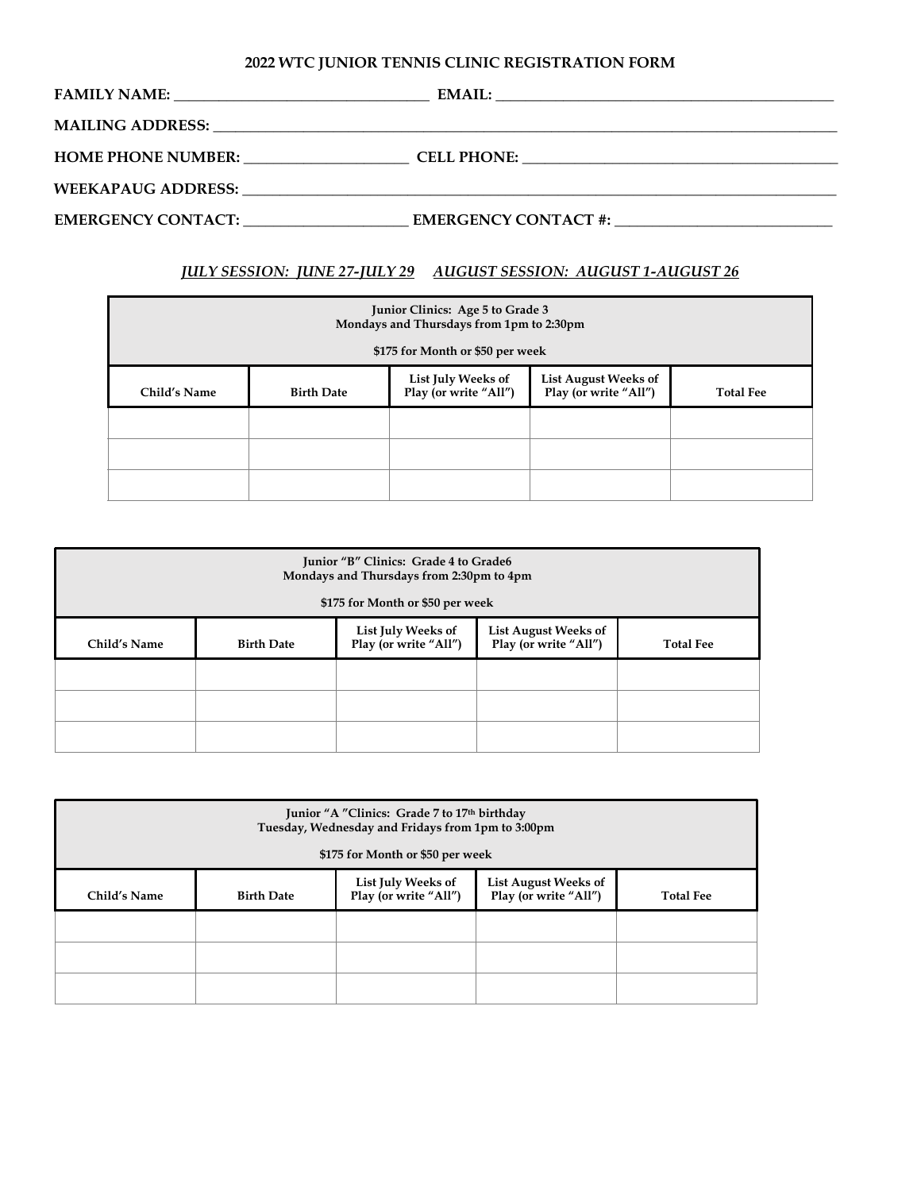# 2022 WTC JUNIOR TENNIS CLINIC REGISTRATION FORM

**FAMILY NAME:** ______________________________ **EMAIL:** ________________________________________

**MAILING ADDRESS:** ________________________________________________________________________________

**HOME PHONE NUMBER:** ____________________ **CELL PHONE:** _____________________________________

**WEEKAPAUG ADDRESS:** _______________________________________________________________________________

**EMERGENCY CONTACT:** ____________________ **EMERGENCY CONTACT #:** __________________________

***JULY SESSION: JUNE 27-JULY 29*** ***AUGUST SESSION: AUGUST 1-AUGUST 26***

| Junior Clinics: Age 5 to Grade 3<br>Mondays and Thursdays from 1pm to 2:30pm<br><br>$175 for Month or $50 per week | | | | |
|---|---|---|---|---|
| **Child's Name** | **Birth Date** | **List July Weeks of Play (or write "All")** | **List August Weeks of Play (or write "All")** | **Total Fee** |
| | | | | |
| | | | | |
| | | | | |

| Junior "B" Clinics: Grade 4 to Grade6<br>Mondays and Thursdays from 2:30pm to 4pm<br><br>$175 for Month or $50 per week | | | | |
|---|---|---|---|---|
| **Child's Name** | **Birth Date** | **List July Weeks of Play (or write "All")** | **List August Weeks of Play (or write "All")** | **Total Fee** |
| | | | | |
| | | | | |
| | | | | |

| Junior "A "Clinics: Grade 7 to 17th birthday<br>Tuesday, Wednesday and Fridays from 1pm to 3:00pm<br><br>$175 for Month or $50 per week | | | | |
|---|---|---|---|---|
| **Child's Name** | **Birth Date** | **List July Weeks of Play (or write "All")** | **List August Weeks of Play (or write "All")** | **Total Fee** |
| | | | | |
| | | | | |
| | | | | |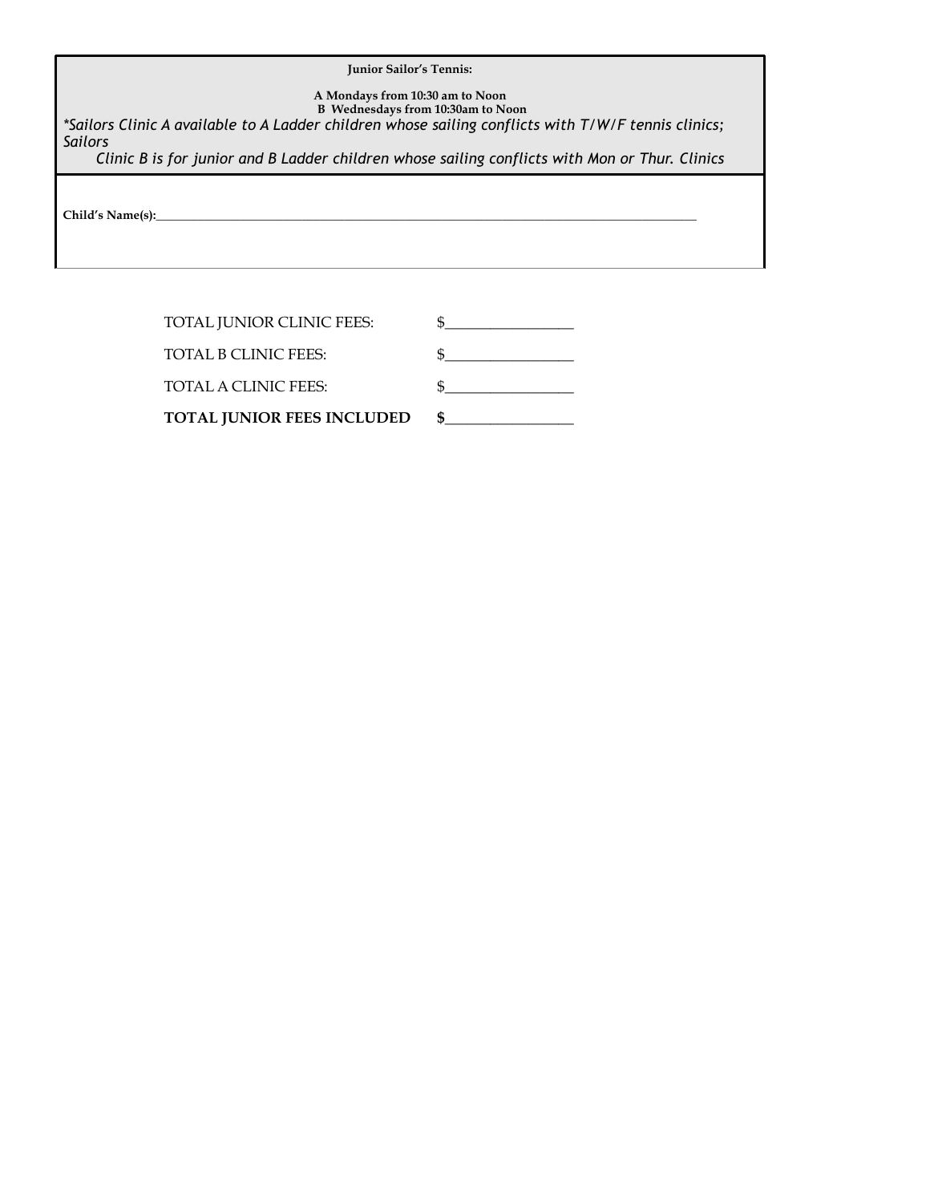**Junior Sailor's Tennis:**

**A Mondays from 10:30 am to Noon**
**B Wednesdays from 10:30am to Noon**

*\*Sailors Clinic A available to A Ladder children whose sailing conflicts with T/W/F tennis clinics; Sailors Clinic B is for junior and B Ladder children whose sailing conflicts with Mon or Thur. Clinics*

**Child's Name(s):**\_\_\_\_\_\_\_\_\_\_\_\_\_\_\_\_\_\_\_\_\_\_\_\_\_\_\_\_\_\_\_\_\_\_\_\_\_\_\_\_\_\_\_\_\_\_\_\_\_\_\_\_\_\_\_\_\_\_\_\_\_\_\_\_\_\_\_\_\_\_

| | |
|---|---|
| TOTAL JUNIOR CLINIC FEES: | $\_\_\_\_\_\_\_\_\_\_\_\_\_\_\_\_\_\_ |
| TOTAL B CLINIC FEES: | $\_\_\_\_\_\_\_\_\_\_\_\_\_\_\_\_\_\_ |
| TOTAL A CLINIC FEES: | $\_\_\_\_\_\_\_\_\_\_\_\_\_\_\_\_\_\_ |
| **TOTAL JUNIOR FEES INCLUDED** | **$\_\_\_\_\_\_\_\_\_\_\_\_\_\_\_\_\_\_** |